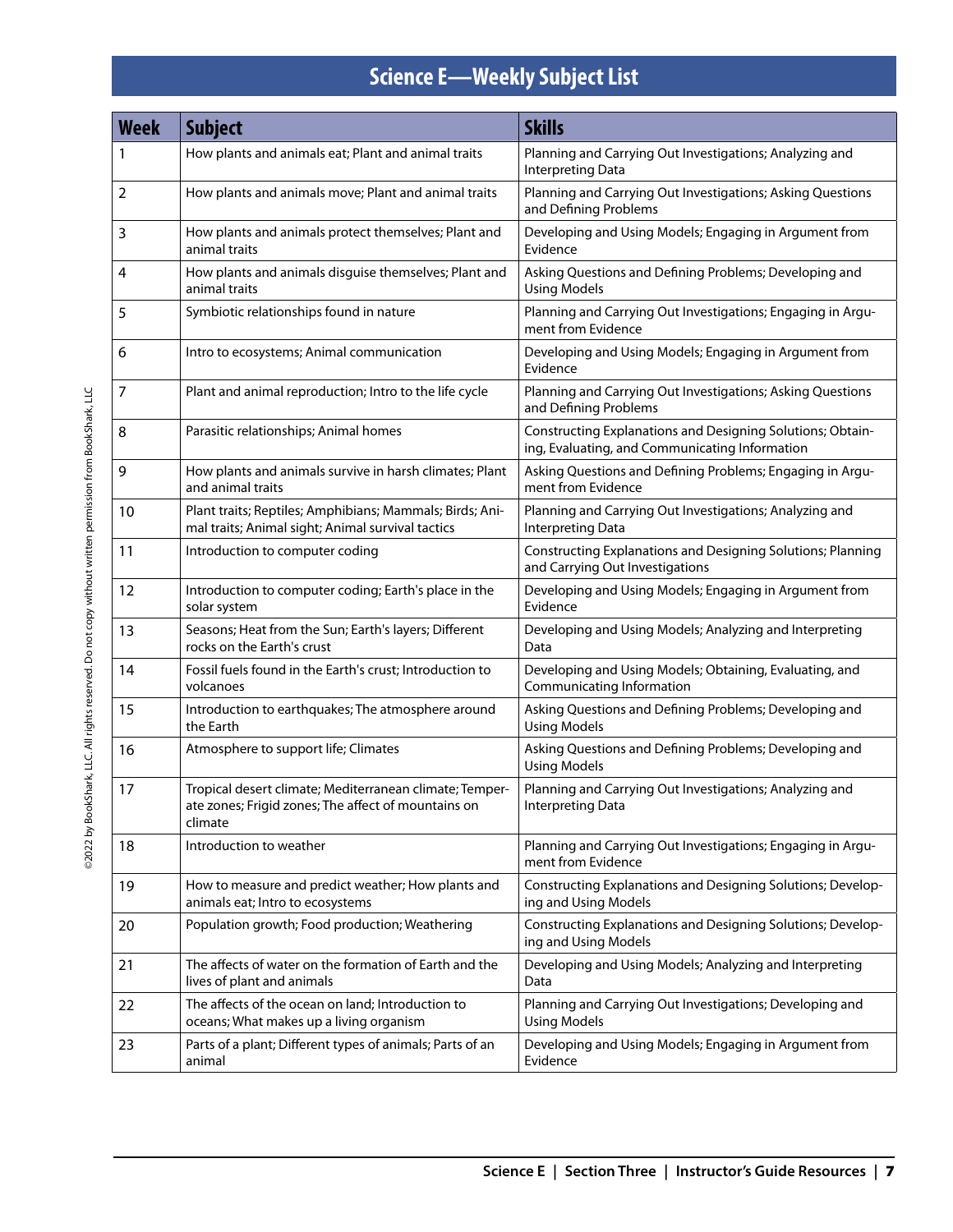# Science E—Weekly Subject List

| Week | Subject | Skills |
|---|---|---|
| 1 | How plants and animals eat; Plant and animal traits | Planning and Carrying Out Investigations; Analyzing and Interpreting Data |
| 2 | How plants and animals move; Plant and animal traits | Planning and Carrying Out Investigations; Asking Questions and Defining Problems |
| 3 | How plants and animals protect themselves; Plant and animal traits | Developing and Using Models; Engaging in Argument from Evidence |
| 4 | How plants and animals disguise themselves; Plant and animal traits | Asking Questions and Defining Problems; Developing and Using Models |
| 5 | Symbiotic relationships found in nature | Planning and Carrying Out Investigations; Engaging in Argument from Evidence |
| 6 | Intro to ecosystems; Animal communication | Developing and Using Models; Engaging in Argument from Evidence |
| 7 | Plant and animal reproduction; Intro to the life cycle | Planning and Carrying Out Investigations; Asking Questions and Defining Problems |
| 8 | Parasitic relationships; Animal homes | Constructing Explanations and Designing Solutions; Obtaining, Evaluating, and Communicating Information |
| 9 | How plants and animals survive in harsh climates; Plant and animal traits | Asking Questions and Defining Problems; Engaging in Argument from Evidence |
| 10 | Plant traits; Reptiles; Amphibians; Mammals; Birds; Animal traits; Animal sight; Animal survival tactics | Planning and Carrying Out Investigations; Analyzing and Interpreting Data |
| 11 | Introduction to computer coding | Constructing Explanations and Designing Solutions; Planning and Carrying Out Investigations |
| 12 | Introduction to computer coding; Earth's place in the solar system | Developing and Using Models; Engaging in Argument from Evidence |
| 13 | Seasons; Heat from the Sun; Earth's layers; Different rocks on the Earth's crust | Developing and Using Models; Analyzing and Interpreting Data |
| 14 | Fossil fuels found in the Earth's crust; Introduction to volcanoes | Developing and Using Models; Obtaining, Evaluating, and Communicating Information |
| 15 | Introduction to earthquakes; The atmosphere around the Earth | Asking Questions and Defining Problems; Developing and Using Models |
| 16 | Atmosphere to support life; Climates | Asking Questions and Defining Problems; Developing and Using Models |
| 17 | Tropical desert climate; Mediterranean climate; Temperate zones; Frigid zones; The affect of mountains on climate | Planning and Carrying Out Investigations; Analyzing and Interpreting Data |
| 18 | Introduction to weather | Planning and Carrying Out Investigations; Engaging in Argument from Evidence |
| 19 | How to measure and predict weather; How plants and animals eat; Intro to ecosystems | Constructing Explanations and Designing Solutions; Developing and Using Models |
| 20 | Population growth; Food production; Weathering | Constructing Explanations and Designing Solutions; Developing and Using Models |
| 21 | The affects of water on the formation of Earth and the lives of plant and animals | Developing and Using Models; Analyzing and Interpreting Data |
| 22 | The affects of the ocean on land; Introduction to oceans; What makes up a living organism | Planning and Carrying Out Investigations; Developing and Using Models |
| 23 | Parts of a plant; Different types of animals; Parts of an animal | Developing and Using Models; Engaging in Argument from Evidence |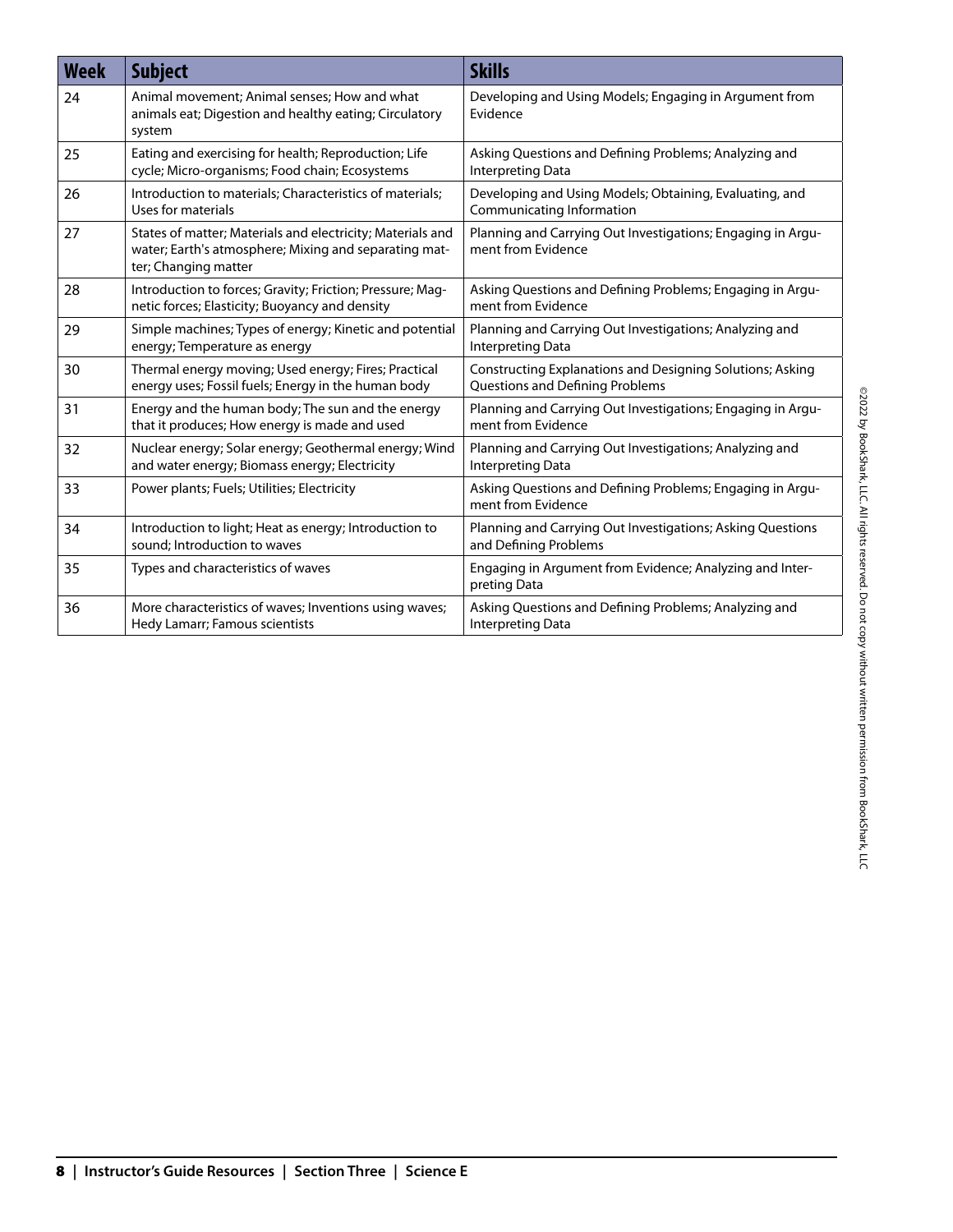| Week | Subject | Skills |
|---|---|---|
| 24 | Animal movement; Animal senses; How and what animals eat; Digestion and healthy eating; Circulatory system | Developing and Using Models; Engaging in Argument from Evidence |
| 25 | Eating and exercising for health; Reproduction; Life cycle; Micro-organisms; Food chain; Ecosystems | Asking Questions and Defining Problems; Analyzing and Interpreting Data |
| 26 | Introduction to materials; Characteristics of materials; Uses for materials | Developing and Using Models; Obtaining, Evaluating, and Communicating Information |
| 27 | States of matter; Materials and electricity; Materials and water; Earth's atmosphere; Mixing and separating matter; Changing matter | Planning and Carrying Out Investigations; Engaging in Argument from Evidence |
| 28 | Introduction to forces; Gravity; Friction; Pressure; Magnetic forces; Elasticity; Buoyancy and density | Asking Questions and Defining Problems; Engaging in Argument from Evidence |
| 29 | Simple machines; Types of energy; Kinetic and potential energy; Temperature as energy | Planning and Carrying Out Investigations; Analyzing and Interpreting Data |
| 30 | Thermal energy moving; Used energy; Fires; Practical energy uses; Fossil fuels; Energy in the human body | Constructing Explanations and Designing Solutions; Asking Questions and Defining Problems |
| 31 | Energy and the human body; The sun and the energy that it produces; How energy is made and used | Planning and Carrying Out Investigations; Engaging in Argument from Evidence |
| 32 | Nuclear energy; Solar energy; Geothermal energy; Wind and water energy; Biomass energy; Electricity | Planning and Carrying Out Investigations; Analyzing and Interpreting Data |
| 33 | Power plants; Fuels; Utilities; Electricity | Asking Questions and Defining Problems; Engaging in Argument from Evidence |
| 34 | Introduction to light; Heat as energy; Introduction to sound; Introduction to waves | Planning and Carrying Out Investigations; Asking Questions and Defining Problems |
| 35 | Types and characteristics of waves | Engaging in Argument from Evidence; Analyzing and Interpreting Data |
| 36 | More characteristics of waves; Inventions using waves; Hedy Lamarr; Famous scientists | Asking Questions and Defining Problems; Analyzing and Interpreting Data |